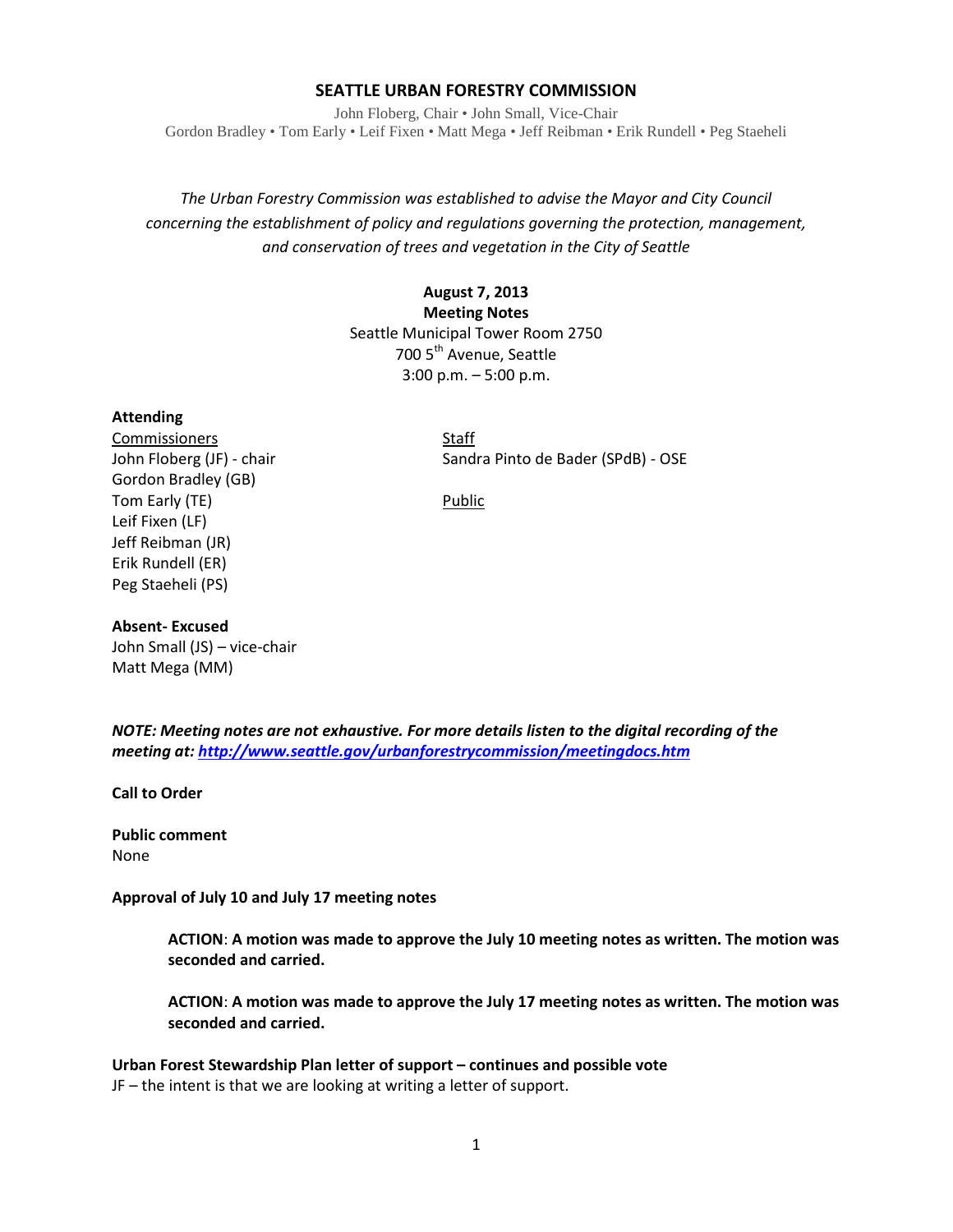# SEATTLE URBAN FORESTRY COMMISSION

John Floberg, Chair • John Small, Vice-Chair
Gordon Bradley • Tom Early • Leif Fixen • Matt Mega • Jeff Reibman • Erik Rundell • Peg Staeheli

*The Urban Forestry Commission was established to advise the Mayor and City Council concerning the establishment of policy and regulations governing the protection, management, and conservation of trees and vegetation in the City of Seattle*

**August 7, 2013**
**Meeting Notes**
Seattle Municipal Tower Room 2750
700 5th Avenue, Seattle
3:00 p.m. – 5:00 p.m.

**Attending**

Commissioners
John Floberg (JF) - chair
Gordon Bradley (GB)
Tom Early (TE)
Leif Fixen (LF)
Jeff Reibman (JR)
Erik Rundell (ER)
Peg Staeheli (PS)

Staff
Sandra Pinto de Bader (SPdB) - OSE

Public

**Absent- Excused**
John Small (JS) – vice-chair
Matt Mega (MM)

***NOTE: Meeting notes are not exhaustive. For more details listen to the digital recording of the meeting at: http://www.seattle.gov/urbanforestrycommission/meetingdocs.htm***

**Call to Order**

**Public comment**
None

**Approval of July 10 and July 17 meeting notes**

> **ACTION**: **A motion was made to approve the July 10 meeting notes as written. The motion was seconded and carried.**
>
> **ACTION**: **A motion was made to approve the July 17 meeting notes as written. The motion was seconded and carried.**

**Urban Forest Stewardship Plan letter of support – continues and possible vote**
JF – the intent is that we are looking at writing a letter of support.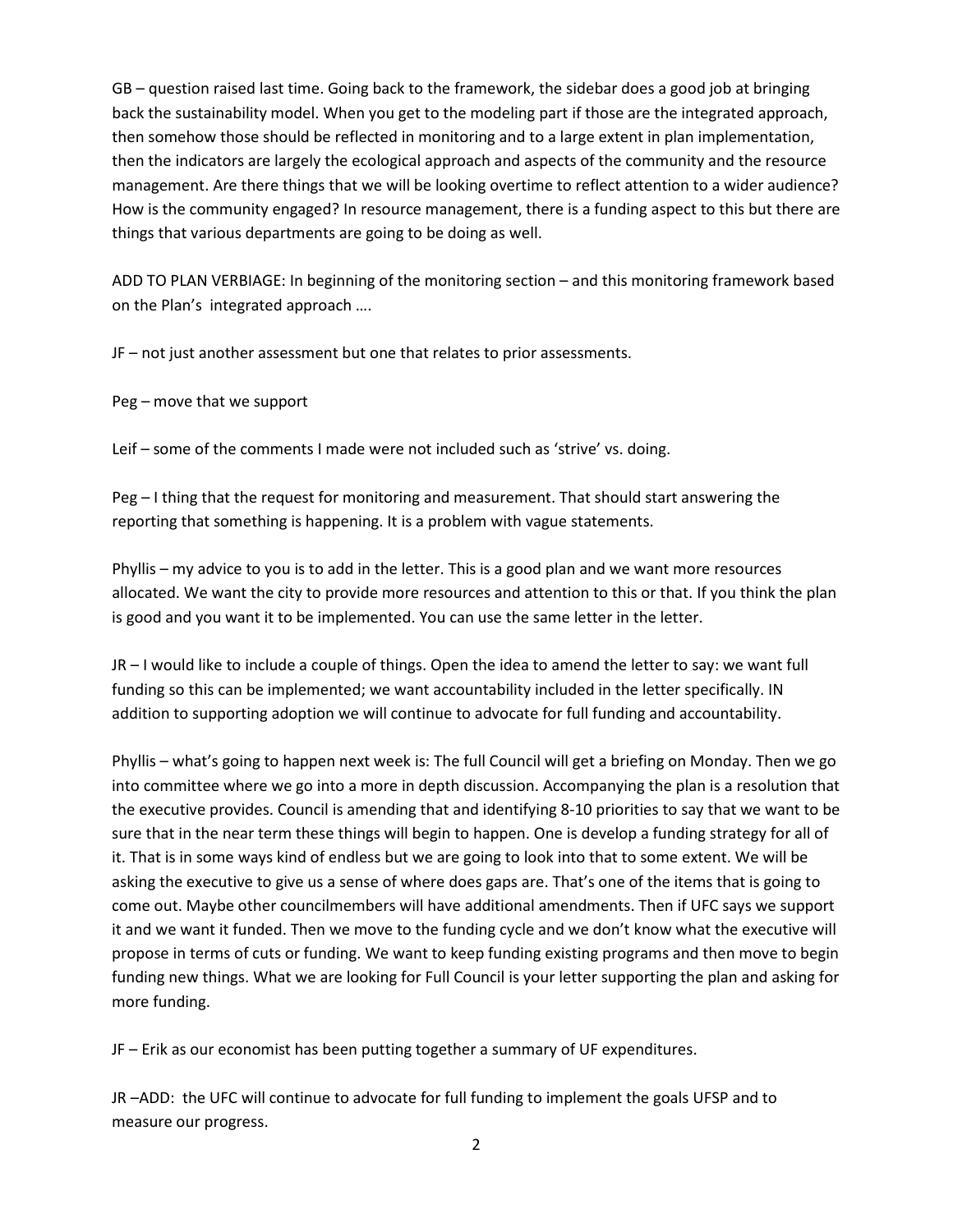GB – question raised last time. Going back to the framework, the sidebar does a good job at bringing back the sustainability model. When you get to the modeling part if those are the integrated approach, then somehow those should be reflected in monitoring and to a large extent in plan implementation, then the indicators are largely the ecological approach and aspects of the community and the resource management. Are there things that we will be looking overtime to reflect attention to a wider audience? How is the community engaged? In resource management, there is a funding aspect to this but there are things that various departments are going to be doing as well.

ADD TO PLAN VERBIAGE: In beginning of the monitoring section – and this monitoring framework based on the Plan's integrated approach ….

JF – not just another assessment but one that relates to prior assessments.

Peg – move that we support

Leif – some of the comments I made were not included such as 'strive' vs. doing.

Peg – I thing that the request for monitoring and measurement. That should start answering the reporting that something is happening. It is a problem with vague statements.

Phyllis – my advice to you is to add in the letter. This is a good plan and we want more resources allocated. We want the city to provide more resources and attention to this or that. If you think the plan is good and you want it to be implemented. You can use the same letter in the letter.

JR – I would like to include a couple of things. Open the idea to amend the letter to say: we want full funding so this can be implemented; we want accountability included in the letter specifically. IN addition to supporting adoption we will continue to advocate for full funding and accountability.

Phyllis – what's going to happen next week is: The full Council will get a briefing on Monday. Then we go into committee where we go into a more in depth discussion. Accompanying the plan is a resolution that the executive provides. Council is amending that and identifying 8-10 priorities to say that we want to be sure that in the near term these things will begin to happen. One is develop a funding strategy for all of it. That is in some ways kind of endless but we are going to look into that to some extent. We will be asking the executive to give us a sense of where does gaps are. That's one of the items that is going to come out. Maybe other councilmembers will have additional amendments. Then if UFC says we support it and we want it funded. Then we move to the funding cycle and we don't know what the executive will propose in terms of cuts or funding. We want to keep funding existing programs and then move to begin funding new things. What we are looking for Full Council is your letter supporting the plan and asking for more funding.

JF – Erik as our economist has been putting together a summary of UF expenditures.

JR –ADD: the UFC will continue to advocate for full funding to implement the goals UFSP and to measure our progress.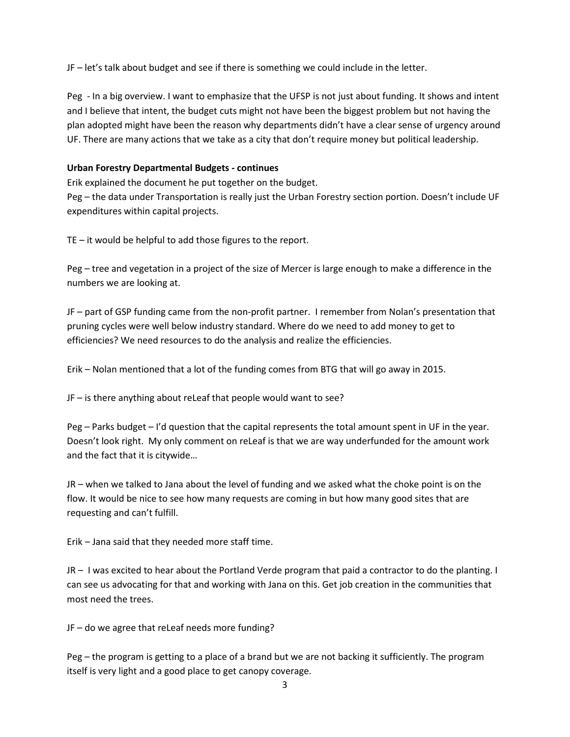JF – let's talk about budget and see if there is something we could include in the letter.

Peg - In a big overview. I want to emphasize that the UFSP is not just about funding. It shows and intent and I believe that intent, the budget cuts might not have been the biggest problem but not having the plan adopted might have been the reason why departments didn't have a clear sense of urgency around UF. There are many actions that we take as a city that don't require money but political leadership.

**Urban Forestry Departmental Budgets - continues**

Erik explained the document he put together on the budget.

Peg – the data under Transportation is really just the Urban Forestry section portion. Doesn't include UF expenditures within capital projects.

TE – it would be helpful to add those figures to the report.

Peg – tree and vegetation in a project of the size of Mercer is large enough to make a difference in the numbers we are looking at.

JF – part of GSP funding came from the non-profit partner. I remember from Nolan's presentation that pruning cycles were well below industry standard. Where do we need to add money to get to efficiencies? We need resources to do the analysis and realize the efficiencies.

Erik – Nolan mentioned that a lot of the funding comes from BTG that will go away in 2015.

JF – is there anything about reLeaf that people would want to see?

Peg – Parks budget – I'd question that the capital represents the total amount spent in UF in the year. Doesn't look right. My only comment on reLeaf is that we are way underfunded for the amount work and the fact that it is citywide…

JR – when we talked to Jana about the level of funding and we asked what the choke point is on the flow. It would be nice to see how many requests are coming in but how many good sites that are requesting and can't fulfill.

Erik – Jana said that they needed more staff time.

JR – I was excited to hear about the Portland Verde program that paid a contractor to do the planting. I can see us advocating for that and working with Jana on this. Get job creation in the communities that most need the trees.

JF – do we agree that reLeaf needs more funding?

Peg – the program is getting to a place of a brand but we are not backing it sufficiently. The program itself is very light and a good place to get canopy coverage.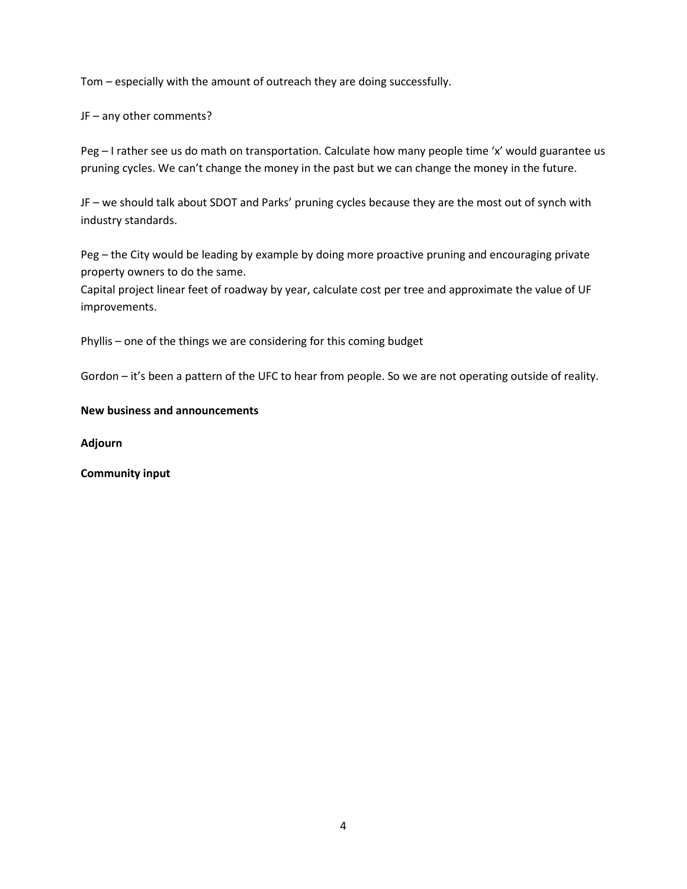Tom – especially with the amount of outreach they are doing successfully.

JF – any other comments?

Peg – I rather see us do math on transportation. Calculate how many people time 'x' would guarantee us pruning cycles. We can't change the money in the past but we can change the money in the future.

JF – we should talk about SDOT and Parks' pruning cycles because they are the most out of synch with industry standards.

Peg – the City would be leading by example by doing more proactive pruning and encouraging private property owners to do the same.
Capital project linear feet of roadway by year, calculate cost per tree and approximate the value of UF improvements.

Phyllis – one of the things we are considering for this coming budget

Gordon – it's been a pattern of the UFC to hear from people. So we are not operating outside of reality.

**New business and announcements**

**Adjourn**

**Community input**